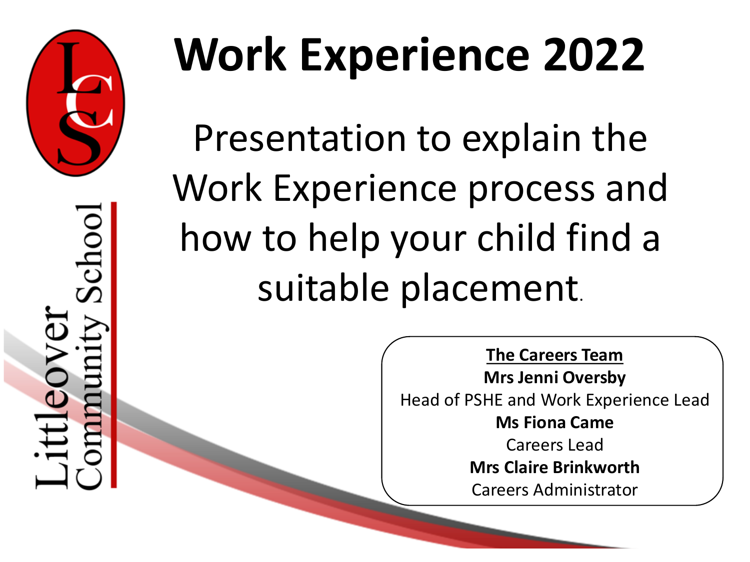# Work Experience 2022

Presentation to explain the Work Experience process and how to help your child find a suitable placement.

Littleover Community School

**The Careers Team**

**Mrs Jenni Oversby**
Head of PSHE and Work Experience Lead

**Ms Fiona Came**
Careers Lead

**Mrs Claire Brinkworth**
Careers Administrator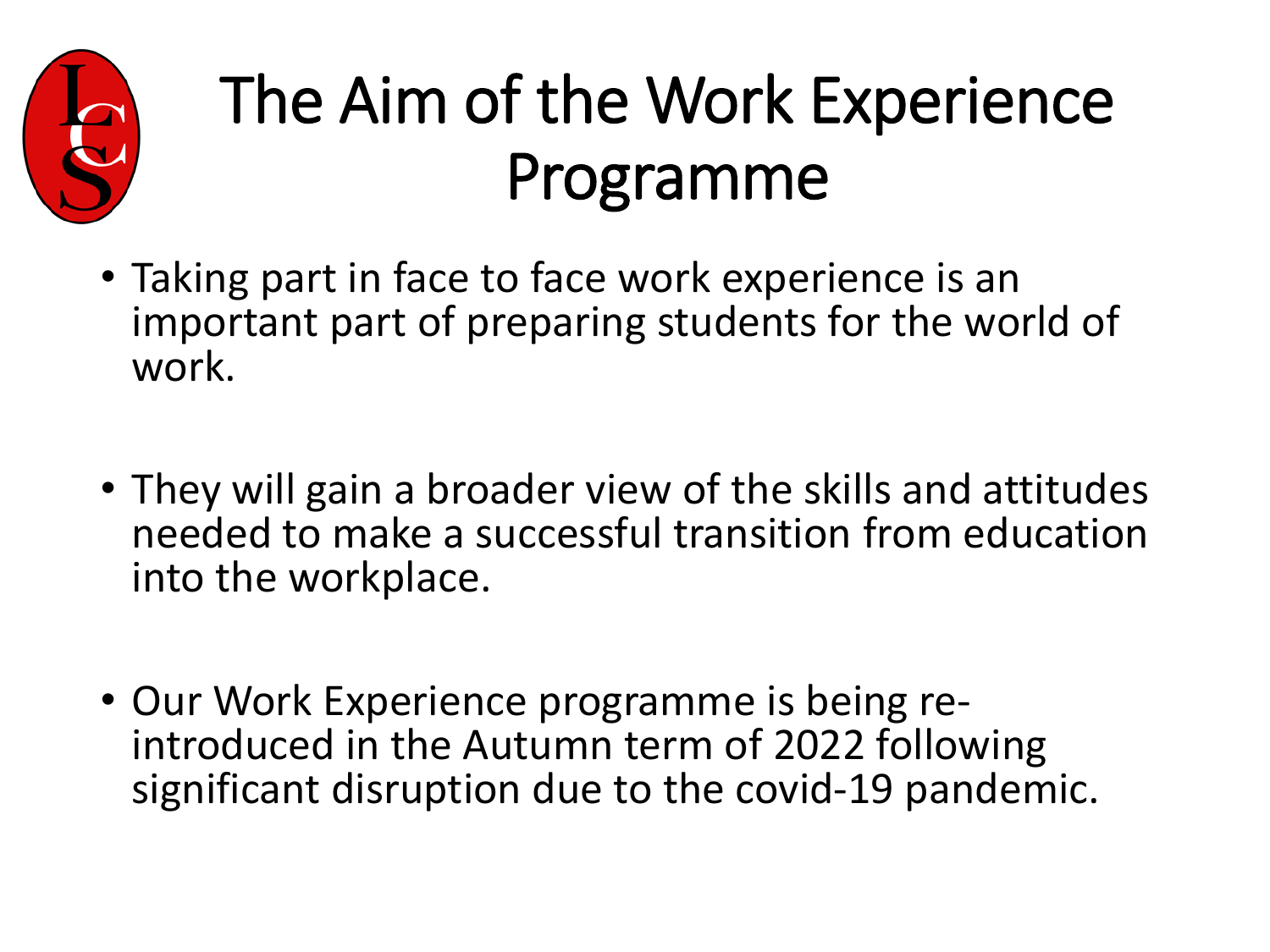# The Aim of the Work Experience Programme

- Taking part in face to face work experience is an important part of preparing students for the world of work.
- They will gain a broader view of the skills and attitudes needed to make a successful transition from education into the workplace.
- Our Work Experience programme is being re-introduced in the Autumn term of 2022 following significant disruption due to the covid-19 pandemic.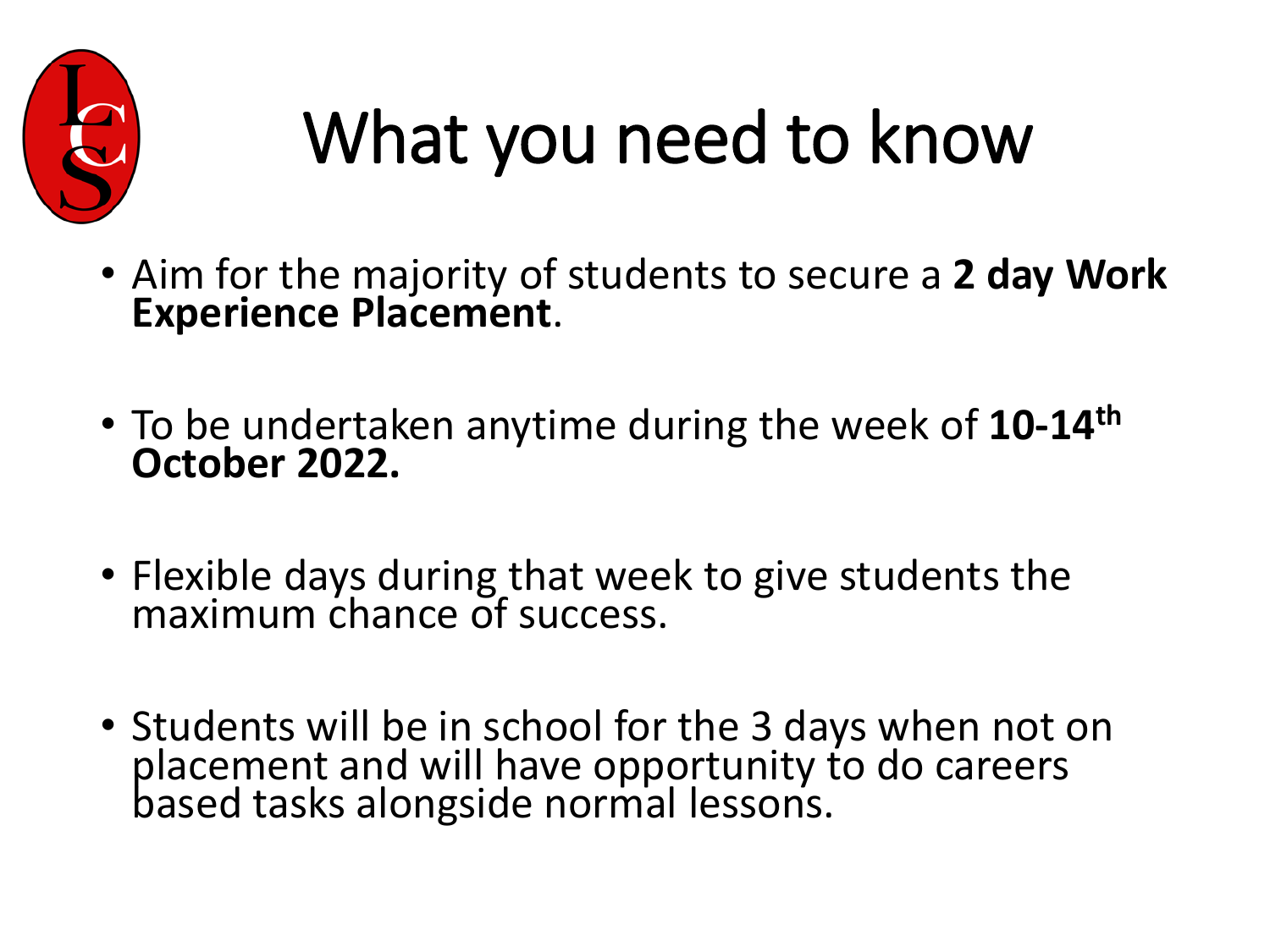# What you need to know

- Aim for the majority of students to secure a **2 day Work Experience Placement**.
- To be undertaken anytime during the week of **10-14th October 2022.**
- Flexible days during that week to give students the maximum chance of success.
- Students will be in school for the 3 days when not on placement and will have opportunity to do careers based tasks alongside normal lessons.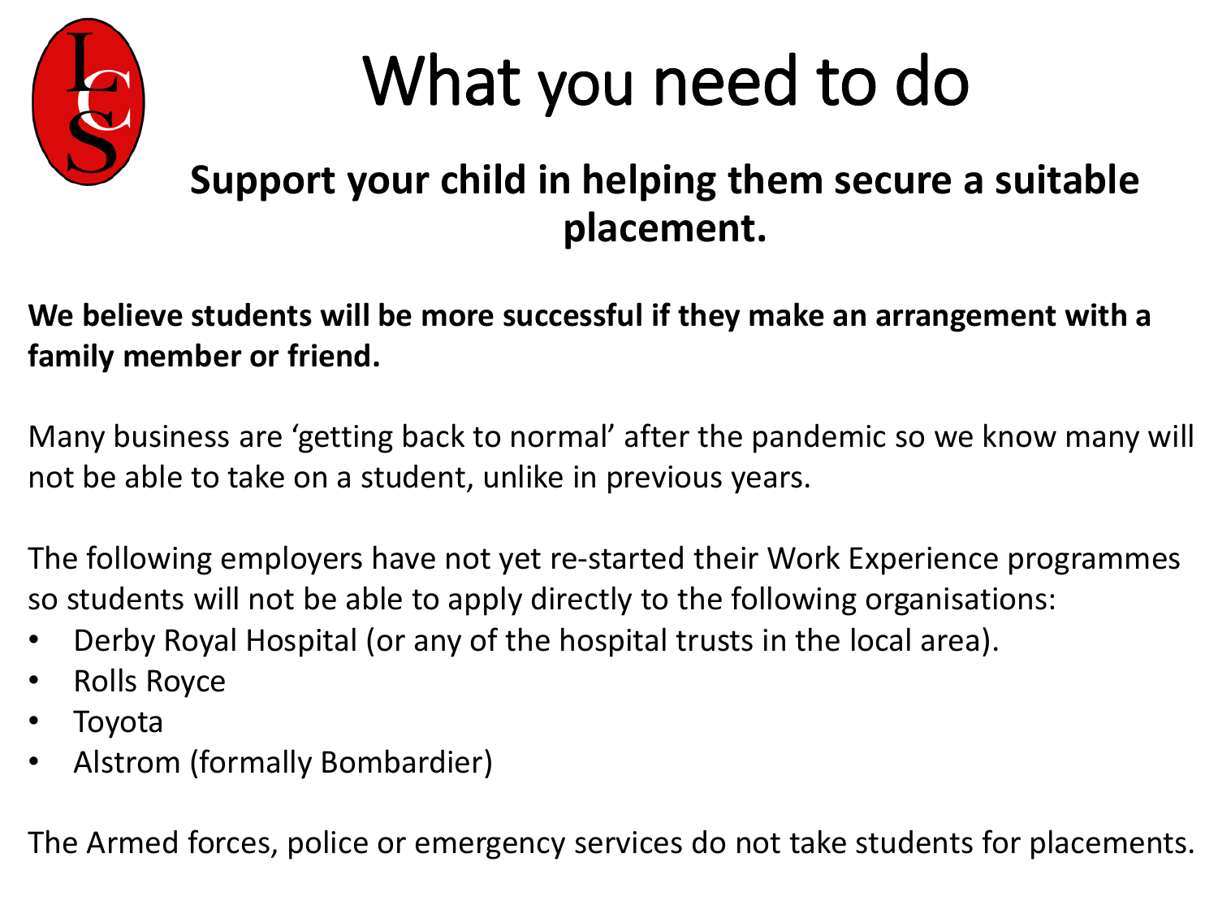# What you need to do

## Support your child in helping them secure a suitable placement.

**We believe students will be more successful if they make an arrangement with a family member or friend.**

Many business are 'getting back to normal' after the pandemic so we know many will not be able to take on a student, unlike in previous years.

The following employers have not yet re-started their Work Experience programmes so students will not be able to apply directly to the following organisations:

- Derby Royal Hospital (or any of the hospital trusts in the local area).
- Rolls Royce
- Toyota
- Alstrom (formally Bombardier)

The Armed forces, police or emergency services do not take students for placements.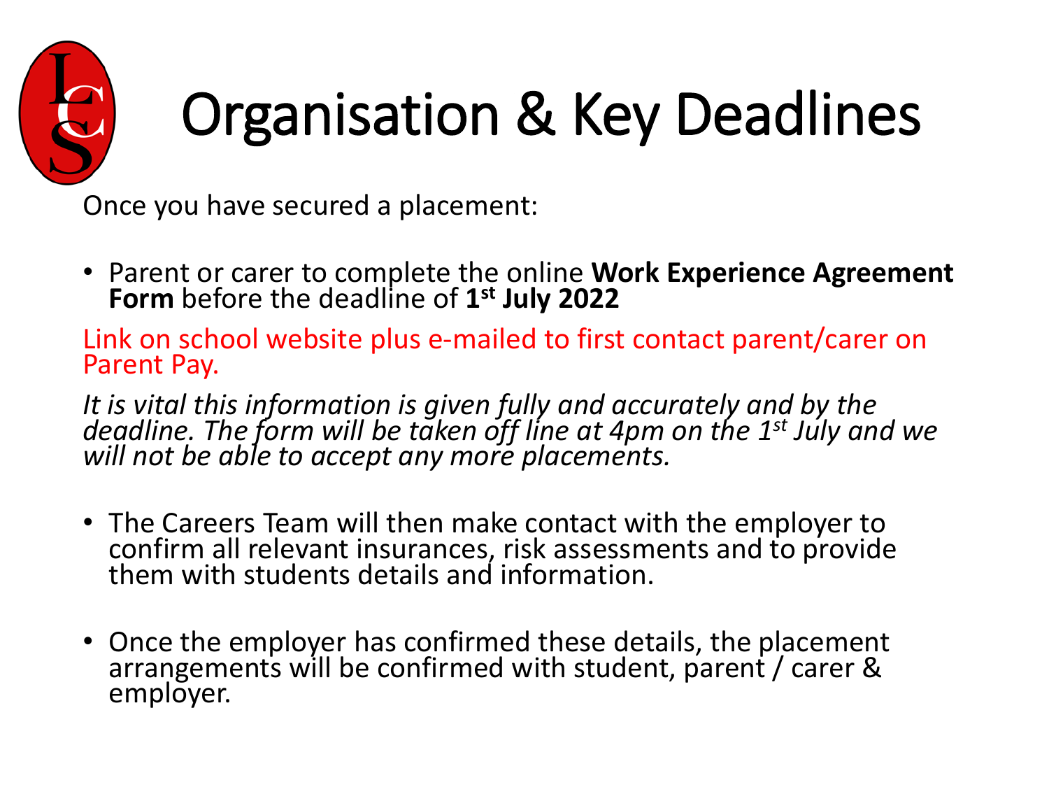# Organisation & Key Deadlines

Once you have secured a placement:

- Parent or carer to complete the online **Work Experience Agreement Form** before the deadline of **1st July 2022**

Link on school website plus e-mailed to first contact parent/carer on Parent Pay.

*It is vital this information is given fully and accurately and by the deadline. The form will be taken off line at 4pm on the 1st July and we will not be able to accept any more placements.*

- The Careers Team will then make contact with the employer to confirm all relevant insurances, risk assessments and to provide them with students details and information.

- Once the employer has confirmed these details, the placement arrangements will be confirmed with student, parent / carer & employer.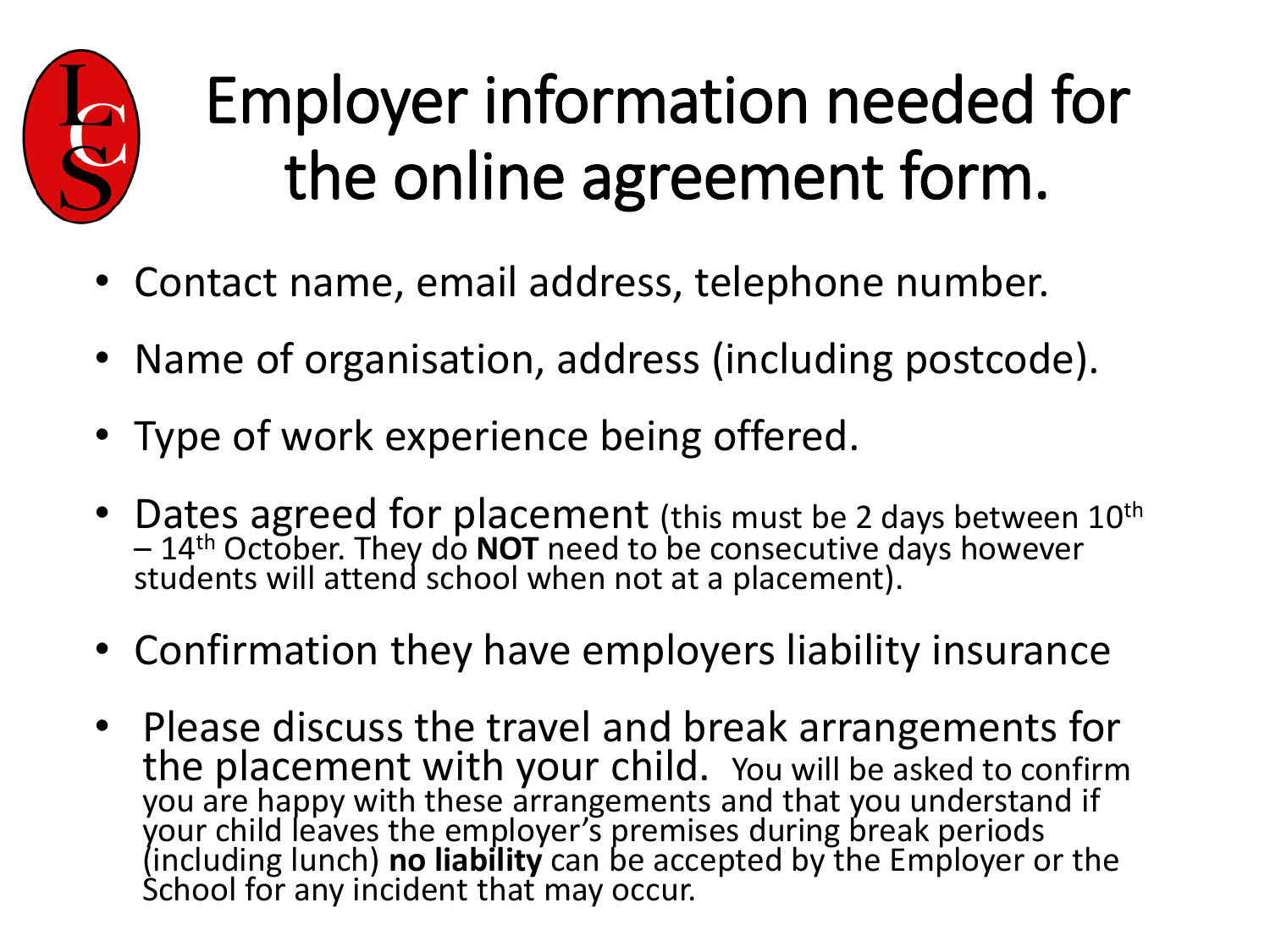# Employer information needed for the online agreement form.

- Contact name, email address, telephone number.
- Name of organisation, address (including postcode).
- Type of work experience being offered.
- Dates agreed for placement (this must be 2 days between 10th – 14th October. They do **NOT** need to be consecutive days however students will attend school when not at a placement).
- Confirmation they have employers liability insurance
- Please discuss the travel and break arrangements for the placement with your child. You will be asked to confirm you are happy with these arrangements and that you understand if your child leaves the employer's premises during break periods (including lunch) **no liability** can be accepted by the Employer or the School for any incident that may occur.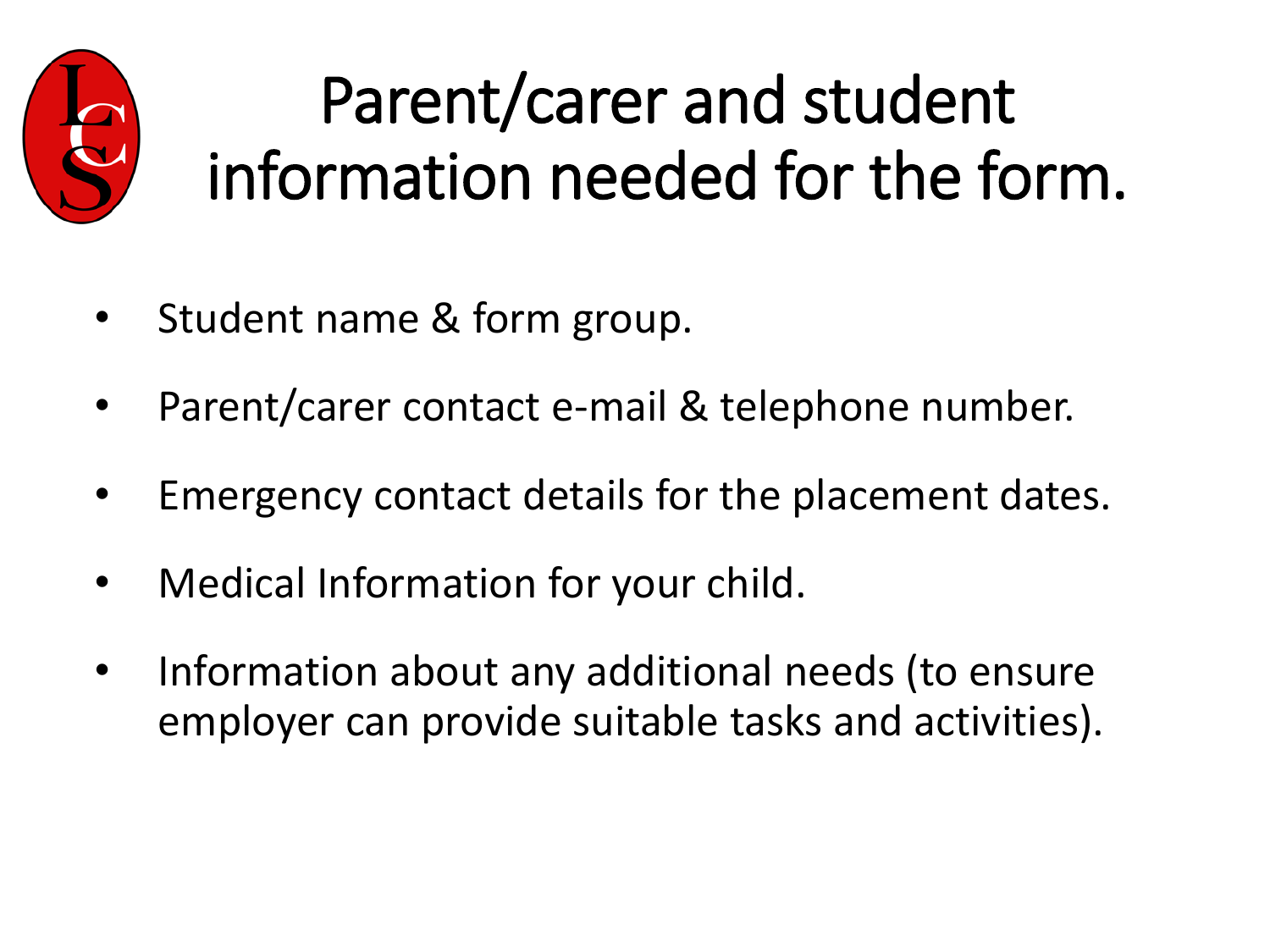# Parent/carer and student information needed for the form.

- Student name & form group.
- Parent/carer contact e-mail & telephone number.
- Emergency contact details for the placement dates.
- Medical Information for your child.
- Information about any additional needs (to ensure employer can provide suitable tasks and activities).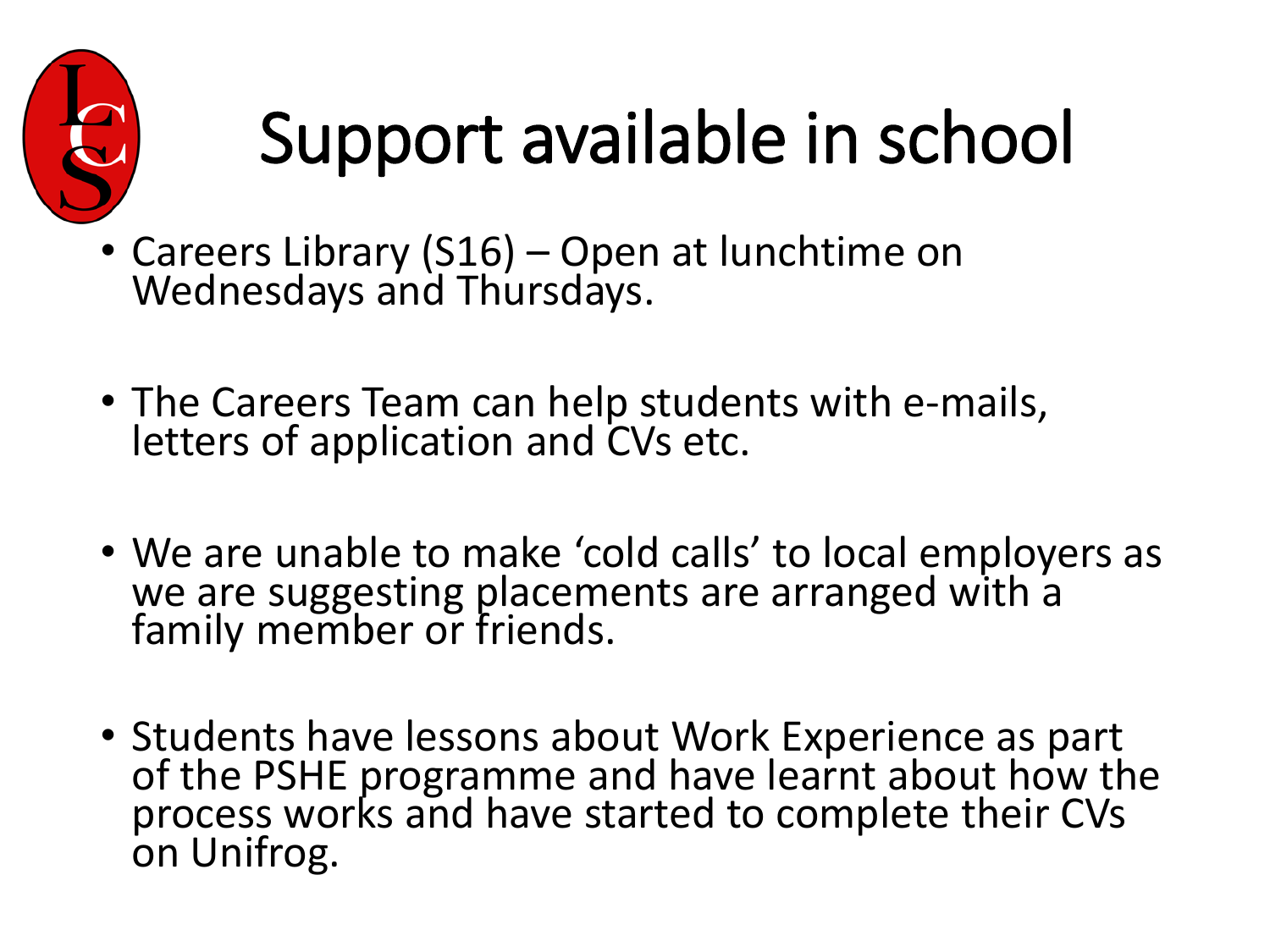# Support available in school

- Careers Library (S16) – Open at lunchtime on Wednesdays and Thursdays.

- The Careers Team can help students with e-mails, letters of application and CVs etc.

- We are unable to make 'cold calls' to local employers as we are suggesting placements are arranged with a family member or friends.

- Students have lessons about Work Experience as part of the PSHE programme and have learnt about how the process works and have started to complete their CVs on Unifrog.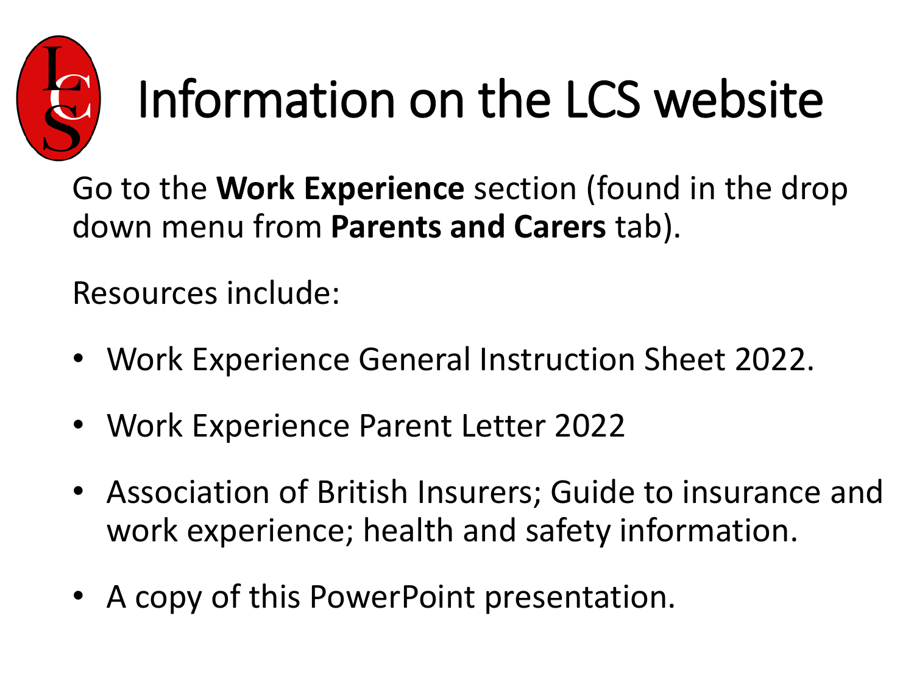# Information on the LCS website

Go to the **Work Experience** section (found in the drop down menu from **Parents and Carers** tab).

Resources include:

- Work Experience General Instruction Sheet 2022.
- Work Experience Parent Letter 2022
- Association of British Insurers; Guide to insurance and work experience; health and safety information.
- A copy of this PowerPoint presentation.